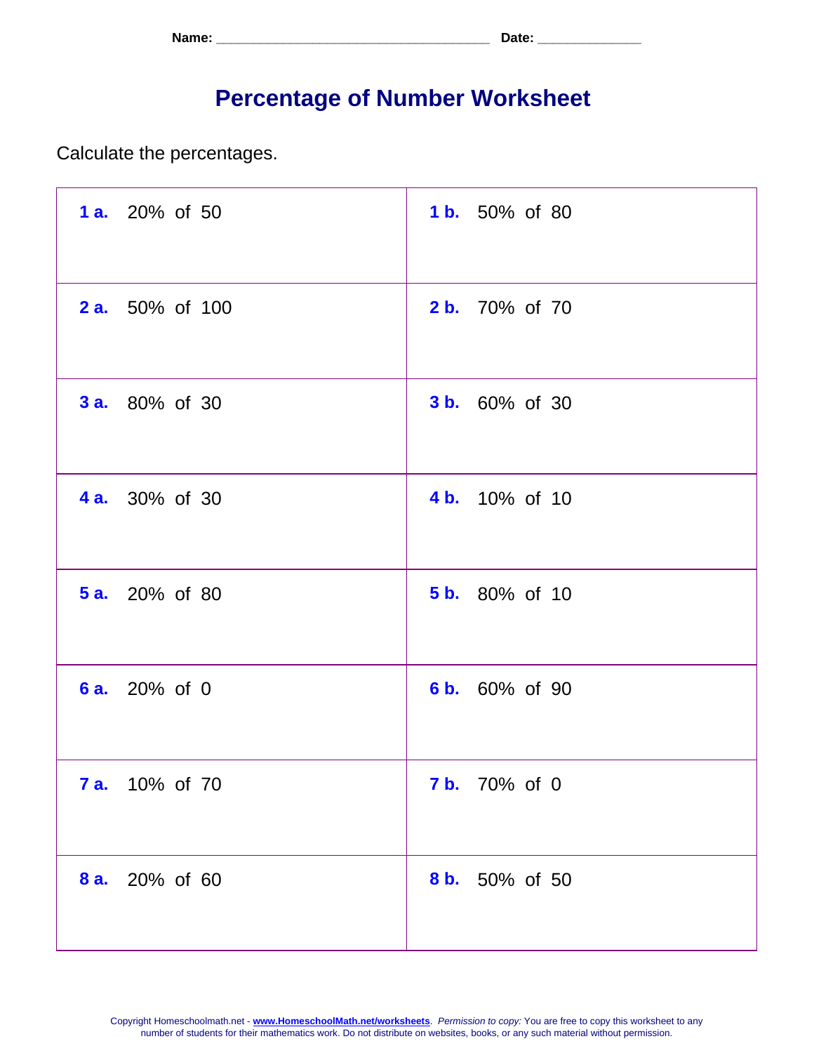Name: ____________________________________ Date: _____________

# Percentage of Number Worksheet

Calculate the percentages.

| | |
|---|---|
| **1 a.** 20% of 50 | **1 b.** 50% of 80 |
| **2 a.** 50% of 100 | **2 b.** 70% of 70 |
| **3 a.** 80% of 30 | **3 b.** 60% of 30 |
| **4 a.** 30% of 30 | **4 b.** 10% of 10 |
| **5 a.** 20% of 80 | **5 b.** 80% of 10 |
| **6 a.** 20% of 0 | **6 b.** 60% of 90 |
| **7 a.** 10% of 70 | **7 b.** 70% of 0 |
| **8 a.** 20% of 60 | **8 b.** 50% of 50 |

Copyright Homeschoolmath.net - **www.HomeschoolMath.net/worksheets**. *Permission to copy:* You are free to copy this worksheet to any number of students for their mathematics work. Do not distribute on websites, books, or any such material without permission.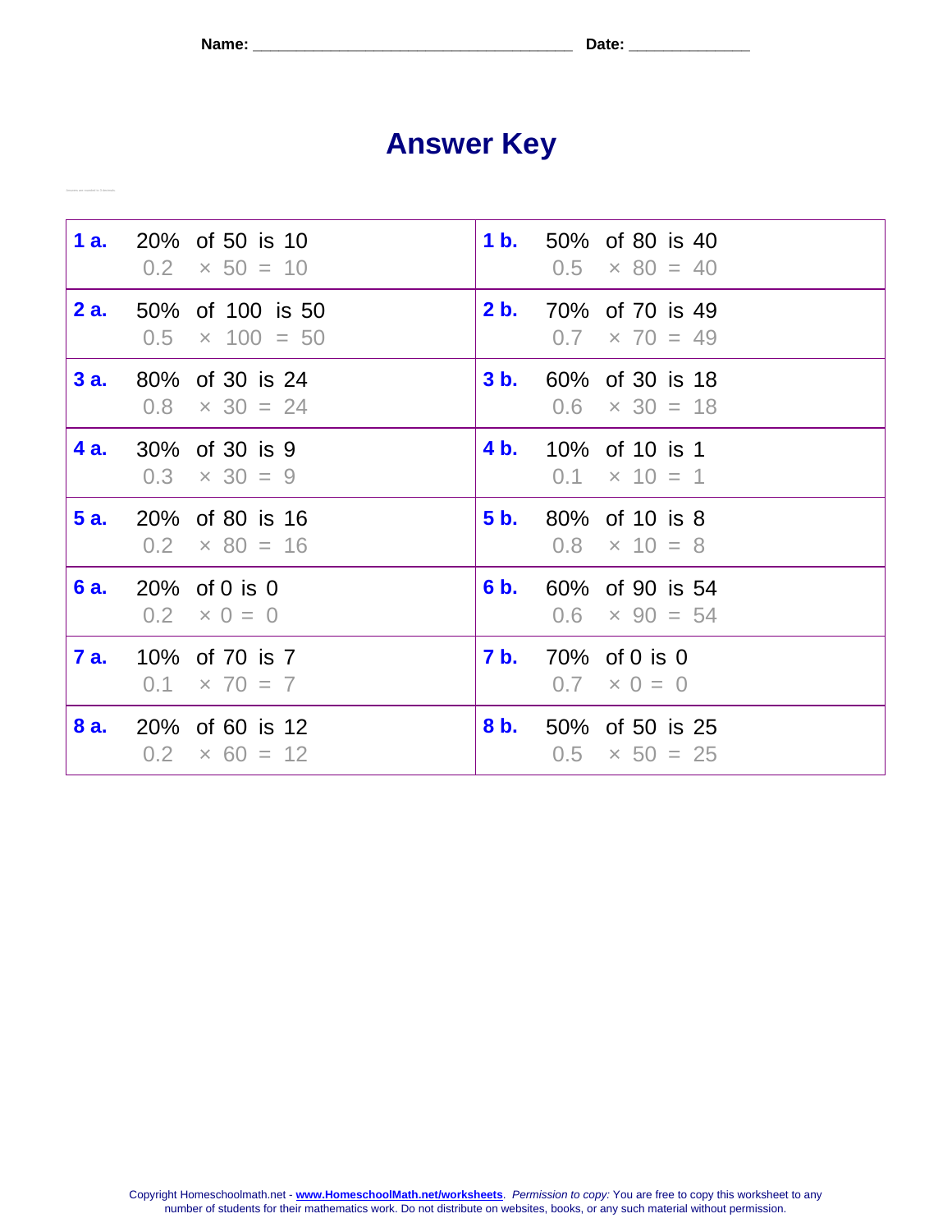Name: ______________________________________ Date: ______________

# Answer Key

Answers are rounded to 2 decimals.

| | |
|---|---|
| **1 a.** 20% of 50 is 10<br>$0.2 \times 50 = 10$ | **1 b.** 50% of 80 is 40<br>$0.5 \times 80 = 40$ |
| **2 a.** 50% of 100 is 50<br>$0.5 \times 100 = 50$ | **2 b.** 70% of 70 is 49<br>$0.7 \times 70 = 49$ |
| **3 a.** 80% of 30 is 24<br>$0.8 \times 30 = 24$ | **3 b.** 60% of 30 is 18<br>$0.6 \times 30 = 18$ |
| **4 a.** 30% of 30 is 9<br>$0.3 \times 30 = 9$ | **4 b.** 10% of 10 is 1<br>$0.1 \times 10 = 1$ |
| **5 a.** 20% of 80 is 16<br>$0.2 \times 80 = 16$ | **5 b.** 80% of 10 is 8<br>$0.8 \times 10 = 8$ |
| **6 a.** 20% of 0 is 0<br>$0.2 \times 0 = 0$ | **6 b.** 60% of 90 is 54<br>$0.6 \times 90 = 54$ |
| **7 a.** 10% of 70 is 7<br>$0.1 \times 70 = 7$ | **7 b.** 70% of 0 is 0<br>$0.7 \times 0 = 0$ |
| **8 a.** 20% of 60 is 12<br>$0.2 \times 60 = 12$ | **8 b.** 50% of 50 is 25<br>$0.5 \times 50 = 25$ |

Copyright Homeschoolmath.net - **www.HomeschoolMath.net/worksheets**. *Permission to copy:* You are free to copy this worksheet to any number of students for their mathematics work. Do not distribute on websites, books, or any such material without permission.